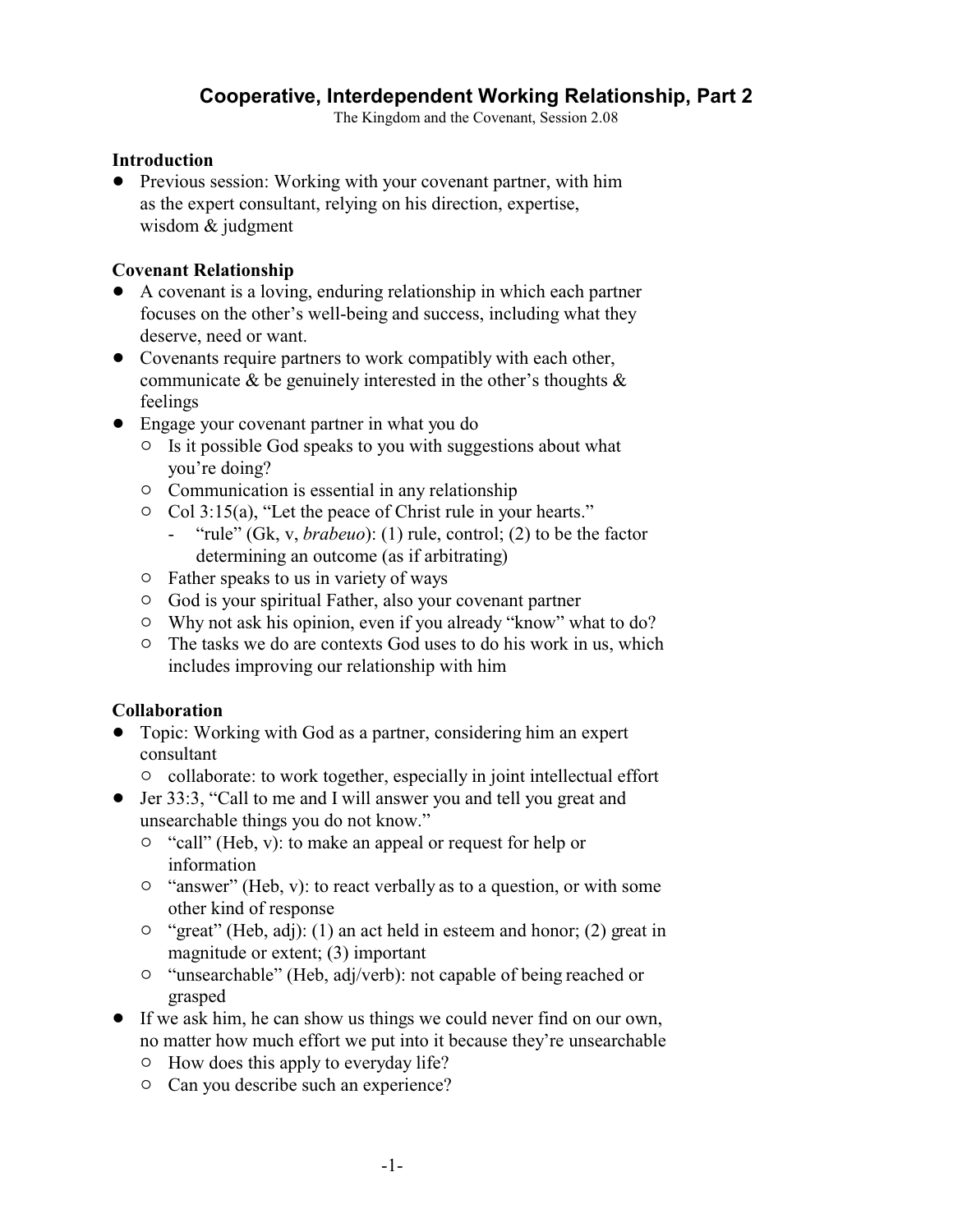# Cooperative, Interdependent Working Relationship, Part 2

The Kingdom and the Covenant, Session 2.08

## Introduction

- Previous session: Working with your covenant partner, with him as the expert consultant, relying on his direction, expertise, wisdom & judgment

## Covenant Relationship

- A covenant is a loving, enduring relationship in which each partner focuses on the other's well-being and success, including what they deserve, need or want.
- Covenants require partners to work compatibly with each other, communicate & be genuinely interested in the other's thoughts & feelings
- Engage your covenant partner in what you do
  - Is it possible God speaks to you with suggestions about what you're doing?
  - Communication is essential in any relationship
  - Col 3:15(a), "Let the peace of Christ rule in your hearts."
    - "rule" (Gk, v, *brabeuo*): (1) rule, control; (2) to be the factor determining an outcome (as if arbitrating)
  - Father speaks to us in variety of ways
  - God is your spiritual Father, also your covenant partner
  - Why not ask his opinion, even if you already "know" what to do?
  - The tasks we do are contexts God uses to do his work in us, which includes improving our relationship with him

## Collaboration

- Topic: Working with God as a partner, considering him an expert consultant
  - collaborate: to work together, especially in joint intellectual effort
- Jer 33:3, "Call to me and I will answer you and tell you great and unsearchable things you do not know."
  - "call" (Heb, v): to make an appeal or request for help or information
  - "answer" (Heb, v): to react verbally as to a question, or with some other kind of response
  - "great" (Heb, adj): (1) an act held in esteem and honor; (2) great in magnitude or extent; (3) important
  - "unsearchable" (Heb, adj/verb): not capable of being reached or grasped
- If we ask him, he can show us things we could never find on our own, no matter how much effort we put into it because they're unsearchable
  - How does this apply to everyday life?
  - Can you describe such an experience?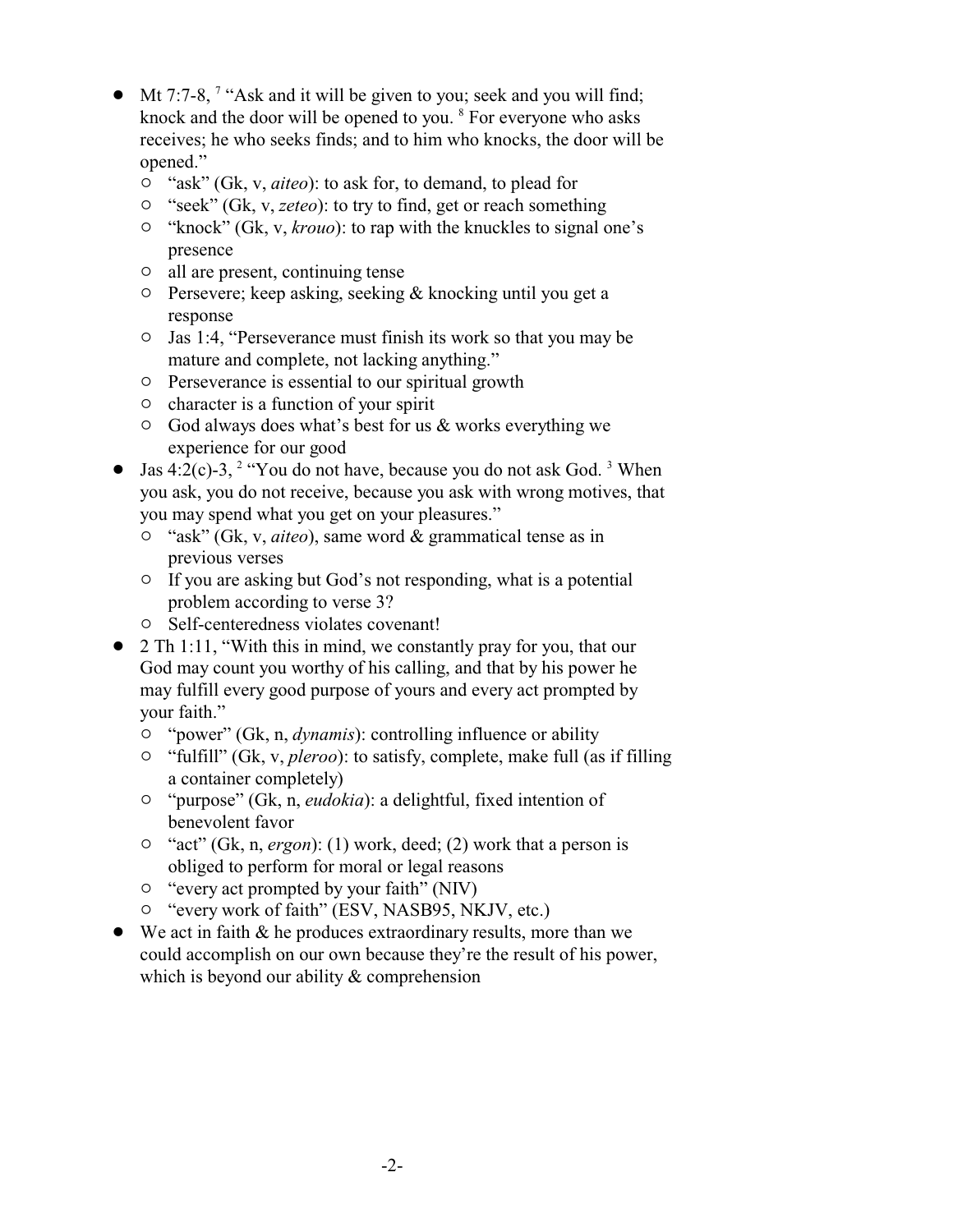- Mt 7:7-8, [7] "Ask and it will be given to you; seek and you will find; knock and the door will be opened to you. [8] For everyone who asks receives; he who seeks finds; and to him who knocks, the door will be opened."
  - "ask" (Gk, v, *aiteo*): to ask for, to demand, to plead for
  - "seek" (Gk, v, *zeteo*): to try to find, get or reach something
  - "knock" (Gk, v, *krouo*): to rap with the knuckles to signal one's presence
  - all are present, continuing tense
  - Persevere; keep asking, seeking & knocking until you get a response
  - Jas 1:4, "Perseverance must finish its work so that you may be mature and complete, not lacking anything."
  - Perseverance is essential to our spiritual growth
  - character is a function of your spirit
  - God always does what's best for us & works everything we experience for our good
- Jas 4:2(c)-3, [2] "You do not have, because you do not ask God. [3] When you ask, you do not receive, because you ask with wrong motives, that you may spend what you get on your pleasures."
  - "ask" (Gk, v, *aiteo*), same word & grammatical tense as in previous verses
  - If you are asking but God's not responding, what is a potential problem according to verse 3?
  - Self-centeredness violates covenant!
- 2 Th 1:11, "With this in mind, we constantly pray for you, that our God may count you worthy of his calling, and that by his power he may fulfill every good purpose of yours and every act prompted by your faith."
  - "power" (Gk, n, *dynamis*): controlling influence or ability
  - "fulfill" (Gk, v, *pleroo*): to satisfy, complete, make full (as if filling a container completely)
  - "purpose" (Gk, n, *eudokia*): a delightful, fixed intention of benevolent favor
  - "act" (Gk, n, *ergon*): (1) work, deed; (2) work that a person is obliged to perform for moral or legal reasons
  - "every act prompted by your faith" (NIV)
  - "every work of faith" (ESV, NASB95, NKJV, etc.)
- We act in faith & he produces extraordinary results, more than we could accomplish on our own because they're the result of his power, which is beyond our ability & comprehension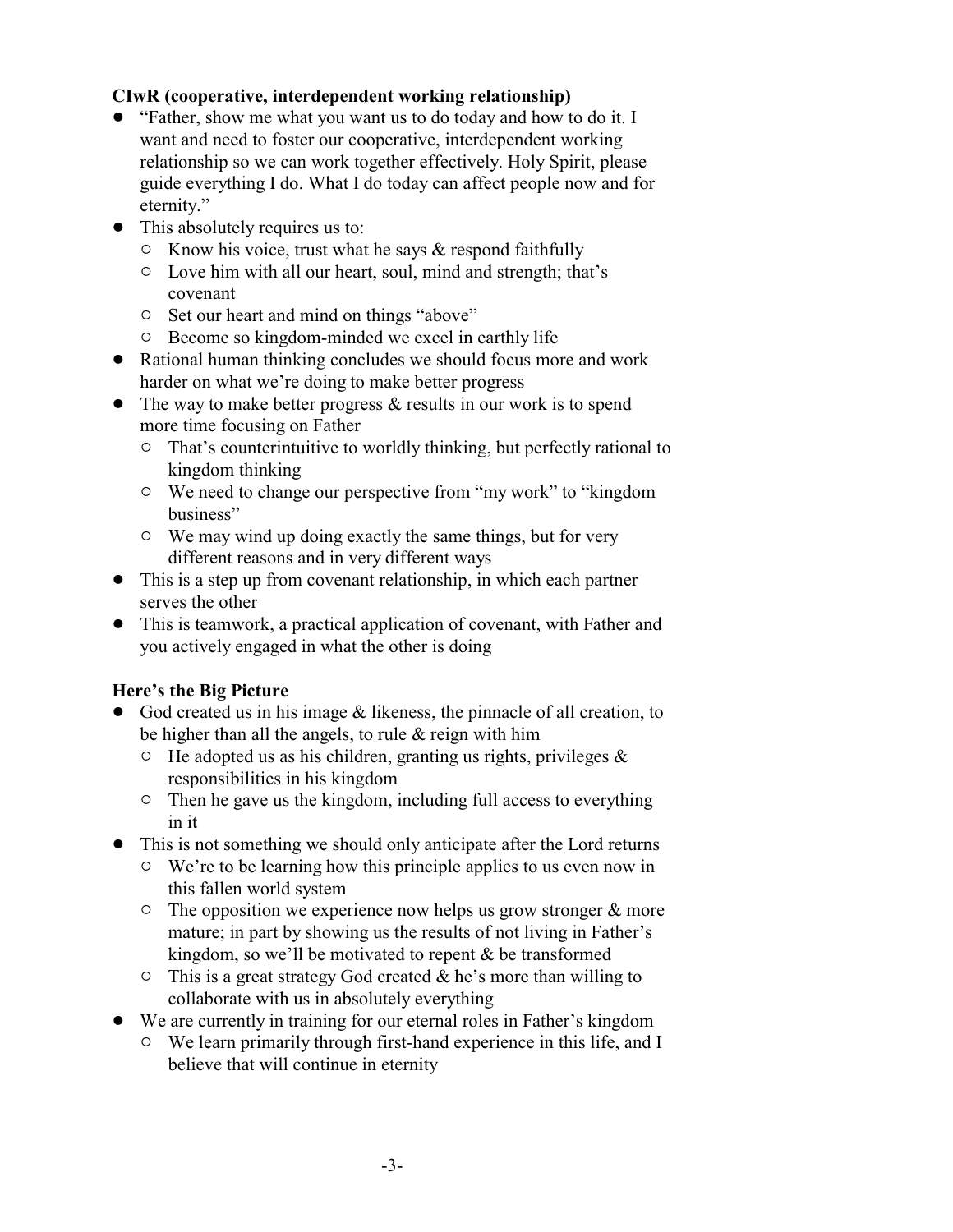**CIwR (cooperative, interdependent working relationship)**

- "Father, show me what you want us to do today and how to do it. I want and need to foster our cooperative, interdependent working relationship so we can work together effectively. Holy Spirit, please guide everything I do. What I do today can affect people now and for eternity."
- This absolutely requires us to:
  - Know his voice, trust what he says & respond faithfully
  - Love him with all our heart, soul, mind and strength; that's covenant
  - Set our heart and mind on things "above"
  - Become so kingdom-minded we excel in earthly life
- Rational human thinking concludes we should focus more and work harder on what we're doing to make better progress
- The way to make better progress & results in our work is to spend more time focusing on Father
  - That's counterintuitive to worldly thinking, but perfectly rational to kingdom thinking
  - We need to change our perspective from "my work" to "kingdom business"
  - We may wind up doing exactly the same things, but for very different reasons and in very different ways
- This is a step up from covenant relationship, in which each partner serves the other
- This is teamwork, a practical application of covenant, with Father and you actively engaged in what the other is doing

**Here's the Big Picture**

- God created us in his image & likeness, the pinnacle of all creation, to be higher than all the angels, to rule & reign with him
  - He adopted us as his children, granting us rights, privileges & responsibilities in his kingdom
  - Then he gave us the kingdom, including full access to everything in it
- This is not something we should only anticipate after the Lord returns
  - We're to be learning how this principle applies to us even now in this fallen world system
  - The opposition we experience now helps us grow stronger & more mature; in part by showing us the results of not living in Father's kingdom, so we'll be motivated to repent & be transformed
  - This is a great strategy God created & he's more than willing to collaborate with us in absolutely everything
- We are currently in training for our eternal roles in Father's kingdom
  - We learn primarily through first-hand experience in this life, and I believe that will continue in eternity